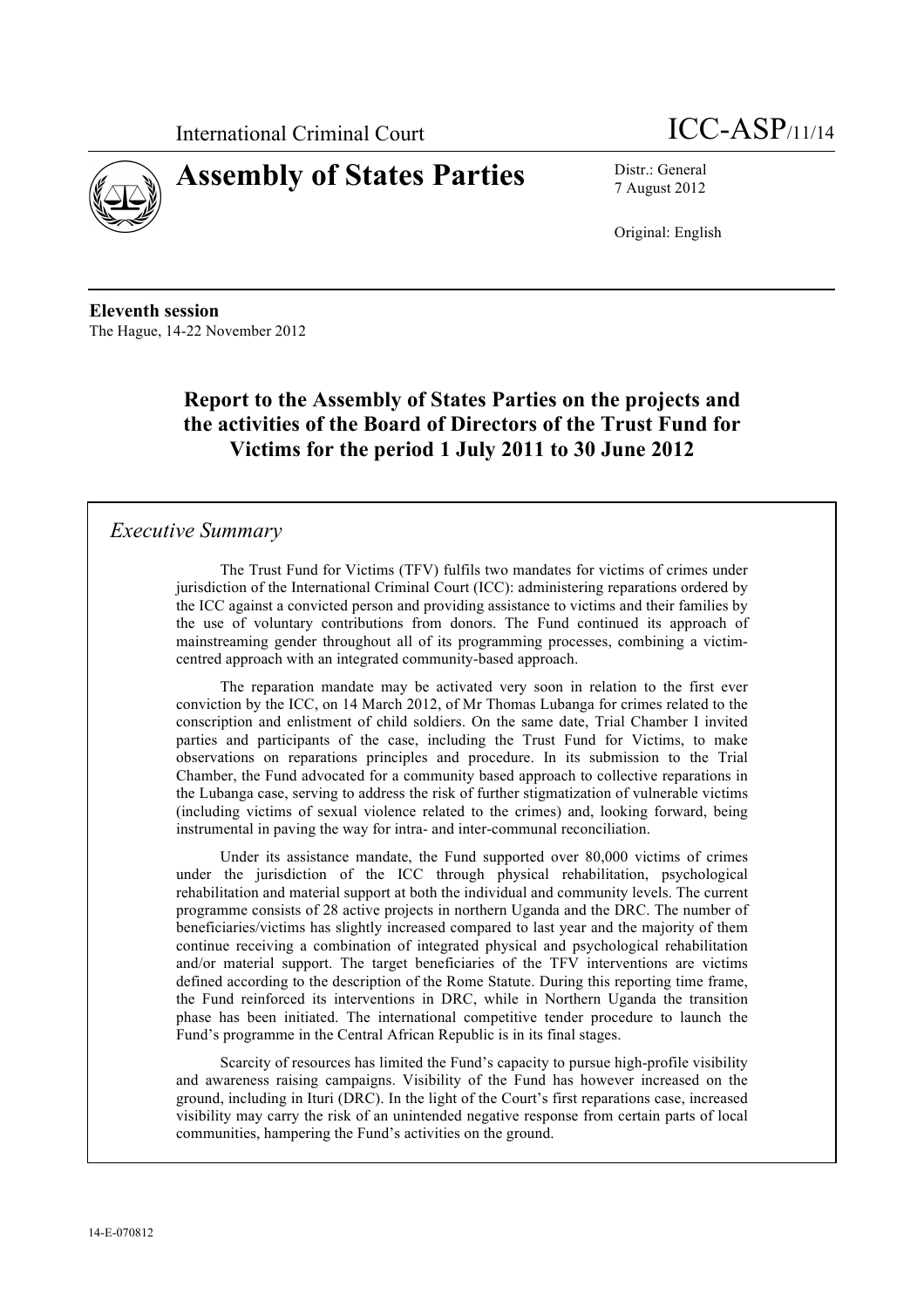International Criminal Court

ICC-ASP/11/14

# Assembly of States Parties

Distr.: General
7 August 2012

Original: English

**Eleventh session**
The Hague, 14-22 November 2012

## Report to the Assembly of States Parties on the projects and the activities of the Board of Directors of the Trust Fund for Victims for the period 1 July 2011 to 30 June 2012

### *Executive Summary*

The Trust Fund for Victims (TFV) fulfils two mandates for victims of crimes under jurisdiction of the International Criminal Court (ICC): administering reparations ordered by the ICC against a convicted person and providing assistance to victims and their families by the use of voluntary contributions from donors. The Fund continued its approach of mainstreaming gender throughout all of its programming processes, combining a victim-centred approach with an integrated community-based approach.

The reparation mandate may be activated very soon in relation to the first ever conviction by the ICC, on 14 March 2012, of Mr Thomas Lubanga for crimes related to the conscription and enlistment of child soldiers. On the same date, Trial Chamber I invited parties and participants of the case, including the Trust Fund for Victims, to make observations on reparations principles and procedure. In its submission to the Trial Chamber, the Fund advocated for a community based approach to collective reparations in the Lubanga case, serving to address the risk of further stigmatization of vulnerable victims (including victims of sexual violence related to the crimes) and, looking forward, being instrumental in paving the way for intra- and inter-communal reconciliation.

Under its assistance mandate, the Fund supported over 80,000 victims of crimes under the jurisdiction of the ICC through physical rehabilitation, psychological rehabilitation and material support at both the individual and community levels. The current programme consists of 28 active projects in northern Uganda and the DRC. The number of beneficiaries/victims has slightly increased compared to last year and the majority of them continue receiving a combination of integrated physical and psychological rehabilitation and/or material support. The target beneficiaries of the TFV interventions are victims defined according to the description of the Rome Statute. During this reporting time frame, the Fund reinforced its interventions in DRC, while in Northern Uganda the transition phase has been initiated. The international competitive tender procedure to launch the Fund's programme in the Central African Republic is in its final stages.

Scarcity of resources has limited the Fund's capacity to pursue high-profile visibility and awareness raising campaigns. Visibility of the Fund has however increased on the ground, including in Ituri (DRC). In the light of the Court's first reparations case, increased visibility may carry the risk of an unintended negative response from certain parts of local communities, hampering the Fund's activities on the ground.

14-E-070812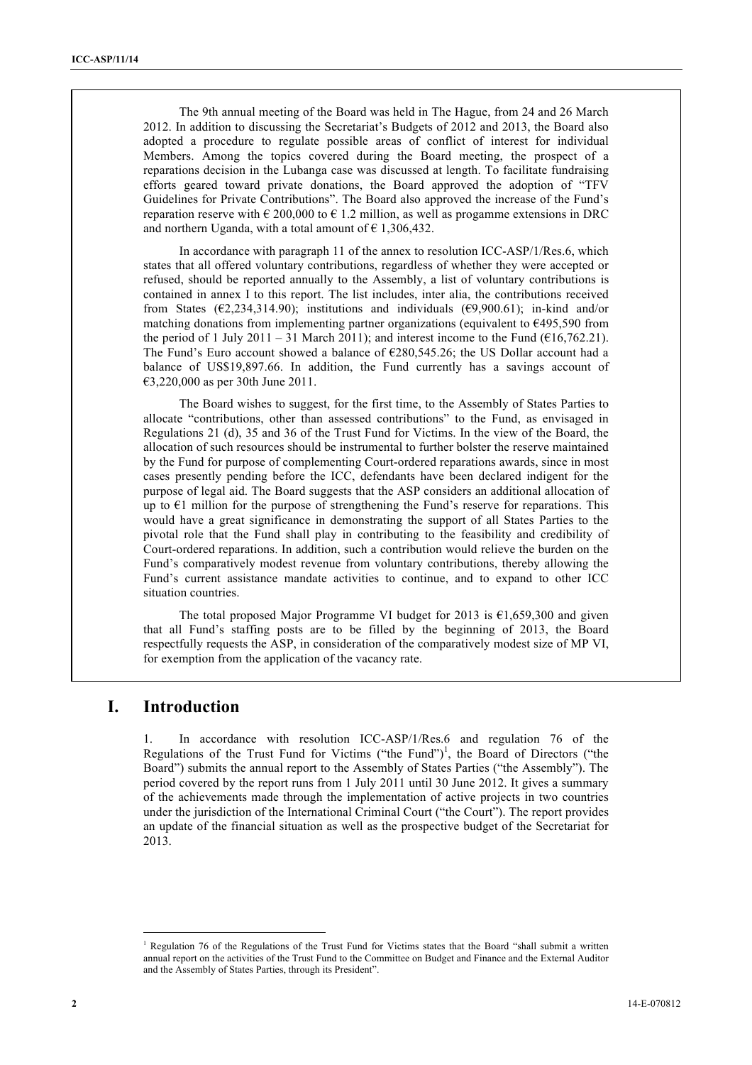The 9th annual meeting of the Board was held in The Hague, from 24 and 26 March 2012. In addition to discussing the Secretariat's Budgets of 2012 and 2013, the Board also adopted a procedure to regulate possible areas of conflict of interest for individual Members. Among the topics covered during the Board meeting, the prospect of a reparations decision in the Lubanga case was discussed at length. To facilitate fundraising efforts geared toward private donations, the Board approved the adoption of "TFV Guidelines for Private Contributions". The Board also approved the increase of the Fund's reparation reserve with € 200,000 to € 1.2 million, as well as progamme extensions in DRC and northern Uganda, with a total amount of € 1,306,432.

In accordance with paragraph 11 of the annex to resolution ICC-ASP/1/Res.6, which states that all offered voluntary contributions, regardless of whether they were accepted or refused, should be reported annually to the Assembly, a list of voluntary contributions is contained in annex I to this report. The list includes, inter alia, the contributions received from States (€2,234,314.90); institutions and individuals (€9,900.61); in-kind and/or matching donations from implementing partner organizations (equivalent to €495,590 from the period of 1 July 2011 – 31 March 2011); and interest income to the Fund (€16,762.21). The Fund's Euro account showed a balance of €280,545.26; the US Dollar account had a balance of US$19,897.66. In addition, the Fund currently has a savings account of €3,220,000 as per 30th June 2011.

The Board wishes to suggest, for the first time, to the Assembly of States Parties to allocate "contributions, other than assessed contributions" to the Fund, as envisaged in Regulations 21 (d), 35 and 36 of the Trust Fund for Victims. In the view of the Board, the allocation of such resources should be instrumental to further bolster the reserve maintained by the Fund for purpose of complementing Court-ordered reparations awards, since in most cases presently pending before the ICC, defendants have been declared indigent for the purpose of legal aid. The Board suggests that the ASP considers an additional allocation of up to €1 million for the purpose of strengthening the Fund's reserve for reparations. This would have a great significance in demonstrating the support of all States Parties to the pivotal role that the Fund shall play in contributing to the feasibility and credibility of Court-ordered reparations. In addition, such a contribution would relieve the burden on the Fund's comparatively modest revenue from voluntary contributions, thereby allowing the Fund's current assistance mandate activities to continue, and to expand to other ICC situation countries.

The total proposed Major Programme VI budget for 2013 is €1,659,300 and given that all Fund's staffing posts are to be filled by the beginning of 2013, the Board respectfully requests the ASP, in consideration of the comparatively modest size of MP VI, for exemption from the application of the vacancy rate.

# I. Introduction

1. In accordance with resolution ICC-ASP/1/Res.6 and regulation 76 of the Regulations of the Trust Fund for Victims ("the Fund")[1], the Board of Directors ("the Board") submits the annual report to the Assembly of States Parties ("the Assembly"). The period covered by the report runs from 1 July 2011 until 30 June 2012. It gives a summary of the achievements made through the implementation of active projects in two countries under the jurisdiction of the International Criminal Court ("the Court"). The report provides an update of the financial situation as well as the prospective budget of the Secretariat for 2013.

[1] Regulation 76 of the Regulations of the Trust Fund for Victims states that the Board "shall submit a written annual report on the activities of the Trust Fund to the Committee on Budget and Finance and the External Auditor and the Assembly of States Parties, through its President".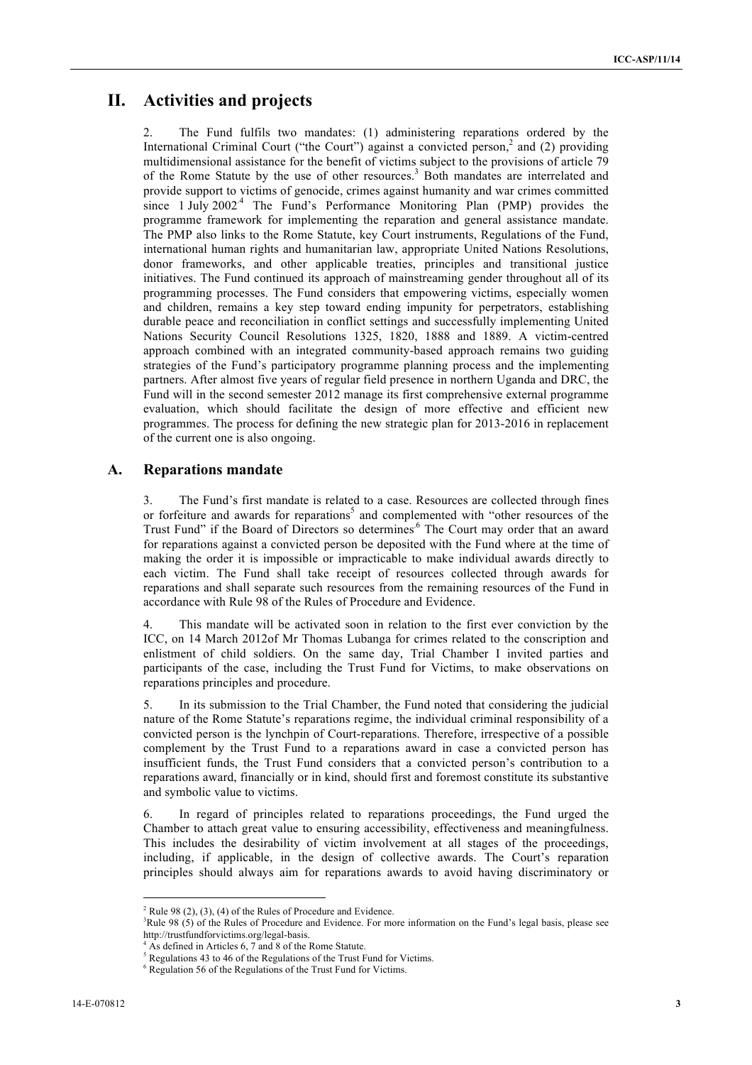# II. Activities and projects

2. The Fund fulfils two mandates: (1) administering reparations ordered by the International Criminal Court ("the Court") against a convicted person,[2] and (2) providing multidimensional assistance for the benefit of victims subject to the provisions of article 79 of the Rome Statute by the use of other resources.[3] Both mandates are interrelated and provide support to victims of genocide, crimes against humanity and war crimes committed since 1 July 2002.[4] The Fund's Performance Monitoring Plan (PMP) provides the programme framework for implementing the reparation and general assistance mandate. The PMP also links to the Rome Statute, key Court instruments, Regulations of the Fund, international human rights and humanitarian law, appropriate United Nations Resolutions, donor frameworks, and other applicable treaties, principles and transitional justice initiatives. The Fund continued its approach of mainstreaming gender throughout all of its programming processes. The Fund considers that empowering victims, especially women and children, remains a key step toward ending impunity for perpetrators, establishing durable peace and reconciliation in conflict settings and successfully implementing United Nations Security Council Resolutions 1325, 1820, 1888 and 1889. A victim-centred approach combined with an integrated community-based approach remains two guiding strategies of the Fund's participatory programme planning process and the implementing partners. After almost five years of regular field presence in northern Uganda and DRC, the Fund will in the second semester 2012 manage its first comprehensive external programme evaluation, which should facilitate the design of more effective and efficient new programmes. The process for defining the new strategic plan for 2013-2016 in replacement of the current one is also ongoing.

## A. Reparations mandate

3. The Fund's first mandate is related to a case. Resources are collected through fines or forfeiture and awards for reparations[5] and complemented with "other resources of the Trust Fund" if the Board of Directors so determines.[6] The Court may order that an award for reparations against a convicted person be deposited with the Fund where at the time of making the order it is impossible or impracticable to make individual awards directly to each victim. The Fund shall take receipt of resources collected through awards for reparations and shall separate such resources from the remaining resources of the Fund in accordance with Rule 98 of the Rules of Procedure and Evidence.

4. This mandate will be activated soon in relation to the first ever conviction by the ICC, on 14 March 2012of Mr Thomas Lubanga for crimes related to the conscription and enlistment of child soldiers. On the same day, Trial Chamber I invited parties and participants of the case, including the Trust Fund for Victims, to make observations on reparations principles and procedure.

5. In its submission to the Trial Chamber, the Fund noted that considering the judicial nature of the Rome Statute's reparations regime, the individual criminal responsibility of a convicted person is the lynchpin of Court-reparations. Therefore, irrespective of a possible complement by the Trust Fund to a reparations award in case a convicted person has insufficient funds, the Trust Fund considers that a convicted person's contribution to a reparations award, financially or in kind, should first and foremost constitute its substantive and symbolic value to victims.

6. In regard of principles related to reparations proceedings, the Fund urged the Chamber to attach great value to ensuring accessibility, effectiveness and meaningfulness. This includes the desirability of victim involvement at all stages of the proceedings, including, if applicable, in the design of collective awards. The Court's reparation principles should always aim for reparations awards to avoid having discriminatory or

---

[2] Rule 98 (2), (3), (4) of the Rules of Procedure and Evidence.

[3] Rule 98 (5) of the Rules of Procedure and Evidence. For more information on the Fund's legal basis, please see http://trustfundforvictims.org/legal-basis.

[4] As defined in Articles 6, 7 and 8 of the Rome Statute.

[5] Regulations 43 to 46 of the Regulations of the Trust Fund for Victims.

[6] Regulation 56 of the Regulations of the Trust Fund for Victims.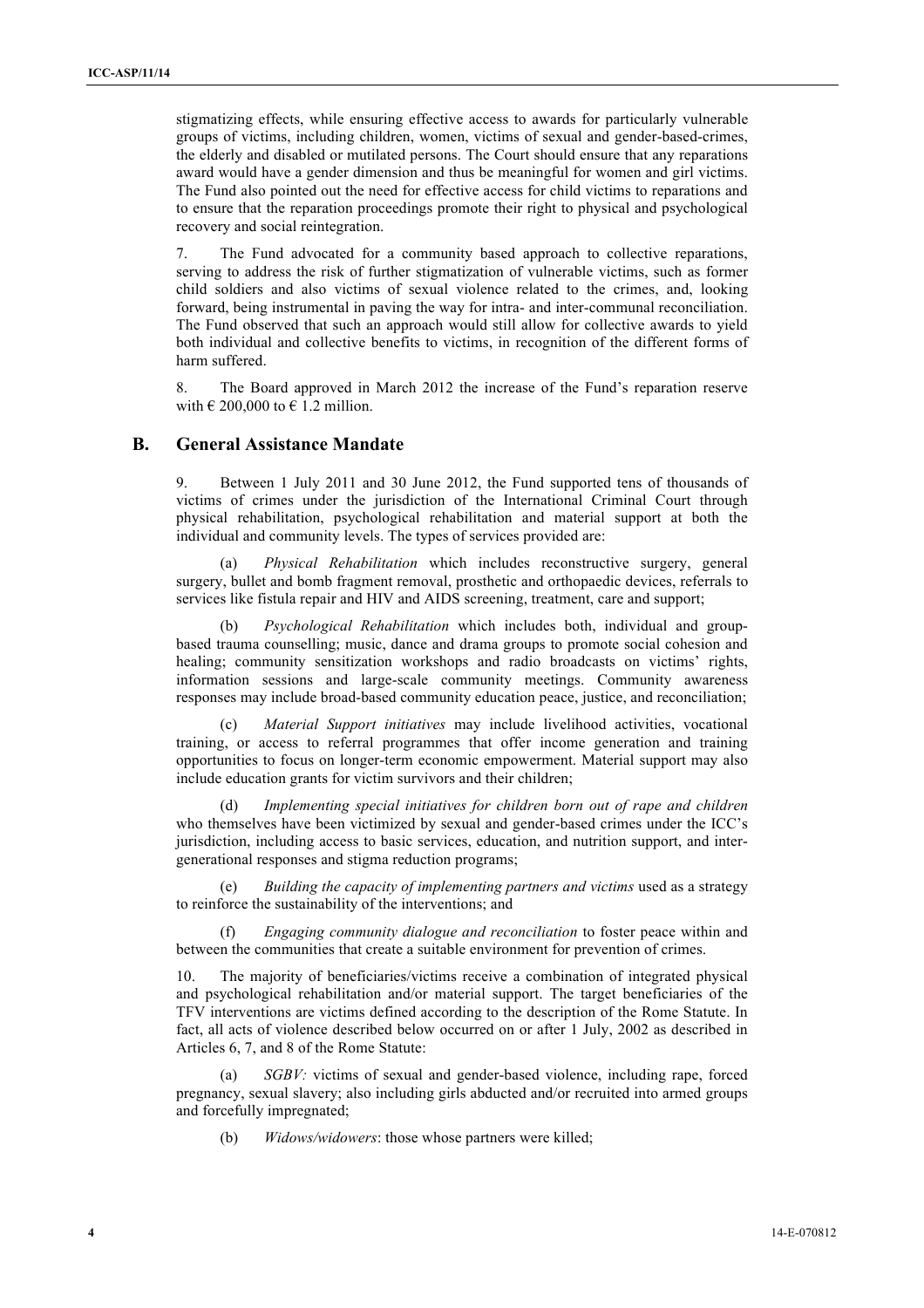stigmatizing effects, while ensuring effective access to awards for particularly vulnerable groups of victims, including children, women, victims of sexual and gender-based-crimes, the elderly and disabled or mutilated persons. The Court should ensure that any reparations award would have a gender dimension and thus be meaningful for women and girl victims. The Fund also pointed out the need for effective access for child victims to reparations and to ensure that the reparation proceedings promote their right to physical and psychological recovery and social reintegration.

7. The Fund advocated for a community based approach to collective reparations, serving to address the risk of further stigmatization of vulnerable victims, such as former child soldiers and also victims of sexual violence related to the crimes, and, looking forward, being instrumental in paving the way for intra- and inter-communal reconciliation. The Fund observed that such an approach would still allow for collective awards to yield both individual and collective benefits to victims, in recognition of the different forms of harm suffered.

8. The Board approved in March 2012 the increase of the Fund's reparation reserve with € 200,000 to € 1.2 million.

## B. General Assistance Mandate

9. Between 1 July 2011 and 30 June 2012, the Fund supported tens of thousands of victims of crimes under the jurisdiction of the International Criminal Court through physical rehabilitation, psychological rehabilitation and material support at both the individual and community levels. The types of services provided are:

(a) *Physical Rehabilitation* which includes reconstructive surgery, general surgery, bullet and bomb fragment removal, prosthetic and orthopaedic devices, referrals to services like fistula repair and HIV and AIDS screening, treatment, care and support;

(b) *Psychological Rehabilitation* which includes both, individual and group-based trauma counselling; music, dance and drama groups to promote social cohesion and healing; community sensitization workshops and radio broadcasts on victims' rights, information sessions and large-scale community meetings. Community awareness responses may include broad-based community education peace, justice, and reconciliation;

(c) *Material Support initiatives* may include livelihood activities, vocational training, or access to referral programmes that offer income generation and training opportunities to focus on longer-term economic empowerment. Material support may also include education grants for victim survivors and their children;

(d) *Implementing special initiatives for children born out of rape and children* who themselves have been victimized by sexual and gender-based crimes under the ICC's jurisdiction, including access to basic services, education, and nutrition support, and inter-generational responses and stigma reduction programs;

(e) *Building the capacity of implementing partners and victims* used as a strategy to reinforce the sustainability of the interventions; and

(f) *Engaging community dialogue and reconciliation* to foster peace within and between the communities that create a suitable environment for prevention of crimes.

10. The majority of beneficiaries/victims receive a combination of integrated physical and psychological rehabilitation and/or material support. The target beneficiaries of the TFV interventions are victims defined according to the description of the Rome Statute. In fact, all acts of violence described below occurred on or after 1 July, 2002 as described in Articles 6, 7, and 8 of the Rome Statute:

(a) *SGBV:* victims of sexual and gender-based violence, including rape, forced pregnancy, sexual slavery; also including girls abducted and/or recruited into armed groups and forcefully impregnated;

(b) *Widows/widowers*: those whose partners were killed;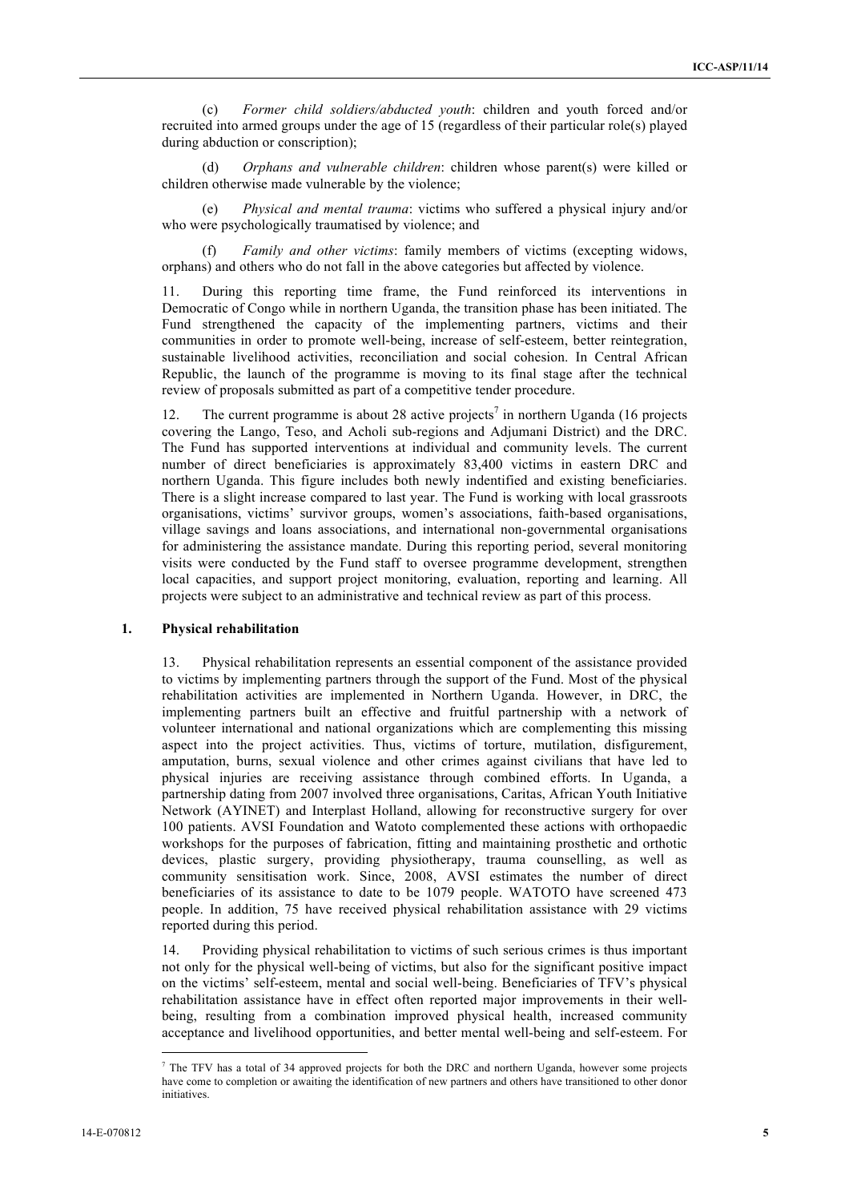(c) *Former child soldiers/abducted youth*: children and youth forced and/or recruited into armed groups under the age of 15 (regardless of their particular role(s) played during abduction or conscription);

(d) *Orphans and vulnerable children*: children whose parent(s) were killed or children otherwise made vulnerable by the violence;

(e) *Physical and mental trauma*: victims who suffered a physical injury and/or who were psychologically traumatised by violence; and

(f) *Family and other victims*: family members of victims (excepting widows, orphans) and others who do not fall in the above categories but affected by violence.

11. During this reporting time frame, the Fund reinforced its interventions in Democratic of Congo while in northern Uganda, the transition phase has been initiated. The Fund strengthened the capacity of the implementing partners, victims and their communities in order to promote well-being, increase of self-esteem, better reintegration, sustainable livelihood activities, reconciliation and social cohesion. In Central African Republic, the launch of the programme is moving to its final stage after the technical review of proposals submitted as part of a competitive tender procedure.

12. The current programme is about 28 active projects[7] in northern Uganda (16 projects covering the Lango, Teso, and Acholi sub-regions and Adjumani District) and the DRC. The Fund has supported interventions at individual and community levels. The current number of direct beneficiaries is approximately 83,400 victims in eastern DRC and northern Uganda. This figure includes both newly indentified and existing beneficiaries. There is a slight increase compared to last year. The Fund is working with local grassroots organisations, victims' survivor groups, women's associations, faith-based organisations, village savings and loans associations, and international non-governmental organisations for administering the assistance mandate. During this reporting period, several monitoring visits were conducted by the Fund staff to oversee programme development, strengthen local capacities, and support project monitoring, evaluation, reporting and learning. All projects were subject to an administrative and technical review as part of this process.

### 1. Physical rehabilitation

13. Physical rehabilitation represents an essential component of the assistance provided to victims by implementing partners through the support of the Fund. Most of the physical rehabilitation activities are implemented in Northern Uganda. However, in DRC, the implementing partners built an effective and fruitful partnership with a network of volunteer international and national organizations which are complementing this missing aspect into the project activities. Thus, victims of torture, mutilation, disfigurement, amputation, burns, sexual violence and other crimes against civilians that have led to physical injuries are receiving assistance through combined efforts. In Uganda, a partnership dating from 2007 involved three organisations, Caritas, African Youth Initiative Network (AYINET) and Interplast Holland, allowing for reconstructive surgery for over 100 patients. AVSI Foundation and Watoto complemented these actions with orthopaedic workshops for the purposes of fabrication, fitting and maintaining prosthetic and orthotic devices, plastic surgery, providing physiotherapy, trauma counselling, as well as community sensitisation work. Since, 2008, AVSI estimates the number of direct beneficiaries of its assistance to date to be 1079 people. WATOTO have screened 473 people. In addition, 75 have received physical rehabilitation assistance with 29 victims reported during this period.

14. Providing physical rehabilitation to victims of such serious crimes is thus important not only for the physical well-being of victims, but also for the significant positive impact on the victims' self-esteem, mental and social well-being. Beneficiaries of TFV's physical rehabilitation assistance have in effect often reported major improvements in their well-being, resulting from a combination improved physical health, increased community acceptance and livelihood opportunities, and better mental well-being and self-esteem. For

[7] The TFV has a total of 34 approved projects for both the DRC and northern Uganda, however some projects have come to completion or awaiting the identification of new partners and others have transitioned to other donor initiatives.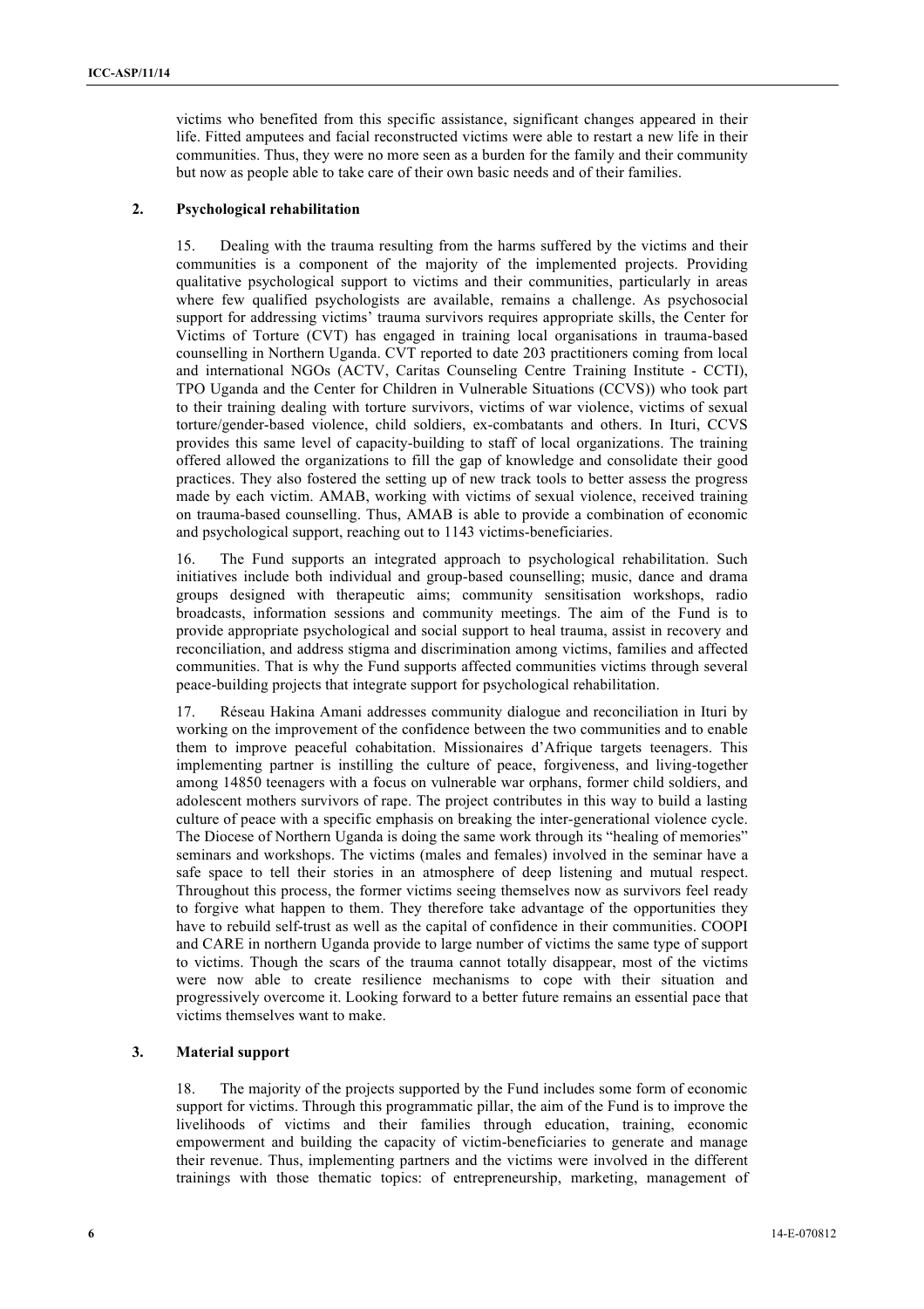victims who benefited from this specific assistance, significant changes appeared in their life. Fitted amputees and facial reconstructed victims were able to restart a new life in their communities. Thus, they were no more seen as a burden for the family and their community but now as people able to take care of their own basic needs and of their families.

### 2. Psychological rehabilitation

15. Dealing with the trauma resulting from the harms suffered by the victims and their communities is a component of the majority of the implemented projects. Providing qualitative psychological support to victims and their communities, particularly in areas where few qualified psychologists are available, remains a challenge. As psychosocial support for addressing victims' trauma survivors requires appropriate skills, the Center for Victims of Torture (CVT) has engaged in training local organisations in trauma-based counselling in Northern Uganda. CVT reported to date 203 practitioners coming from local and international NGOs (ACTV, Caritas Counseling Centre Training Institute - CCTI), TPO Uganda and the Center for Children in Vulnerable Situations (CCVS)) who took part to their training dealing with torture survivors, victims of war violence, victims of sexual torture/gender-based violence, child soldiers, ex-combatants and others. In Ituri, CCVS provides this same level of capacity-building to staff of local organizations. The training offered allowed the organizations to fill the gap of knowledge and consolidate their good practices. They also fostered the setting up of new track tools to better assess the progress made by each victim. AMAB, working with victims of sexual violence, received training on trauma-based counselling. Thus, AMAB is able to provide a combination of economic and psychological support, reaching out to 1143 victims-beneficiaries.

16. The Fund supports an integrated approach to psychological rehabilitation. Such initiatives include both individual and group-based counselling; music, dance and drama groups designed with therapeutic aims; community sensitisation workshops, radio broadcasts, information sessions and community meetings. The aim of the Fund is to provide appropriate psychological and social support to heal trauma, assist in recovery and reconciliation, and address stigma and discrimination among victims, families and affected communities. That is why the Fund supports affected communities victims through several peace-building projects that integrate support for psychological rehabilitation.

17. Réseau Hakina Amani addresses community dialogue and reconciliation in Ituri by working on the improvement of the confidence between the two communities and to enable them to improve peaceful cohabitation. Missionaires d'Afrique targets teenagers. This implementing partner is instilling the culture of peace, forgiveness, and living-together among 14850 teenagers with a focus on vulnerable war orphans, former child soldiers, and adolescent mothers survivors of rape. The project contributes in this way to build a lasting culture of peace with a specific emphasis on breaking the inter-generational violence cycle. The Diocese of Northern Uganda is doing the same work through its "healing of memories" seminars and workshops. The victims (males and females) involved in the seminar have a safe space to tell their stories in an atmosphere of deep listening and mutual respect. Throughout this process, the former victims seeing themselves now as survivors feel ready to forgive what happen to them. They therefore take advantage of the opportunities they have to rebuild self-trust as well as the capital of confidence in their communities. COOPI and CARE in northern Uganda provide to large number of victims the same type of support to victims. Though the scars of the trauma cannot totally disappear, most of the victims were now able to create resilience mechanisms to cope with their situation and progressively overcome it. Looking forward to a better future remains an essential pace that victims themselves want to make.

### 3. Material support

18. The majority of the projects supported by the Fund includes some form of economic support for victims. Through this programmatic pillar, the aim of the Fund is to improve the livelihoods of victims and their families through education, training, economic empowerment and building the capacity of victim-beneficiaries to generate and manage their revenue. Thus, implementing partners and the victims were involved in the different trainings with those thematic topics: of entrepreneurship, marketing, management of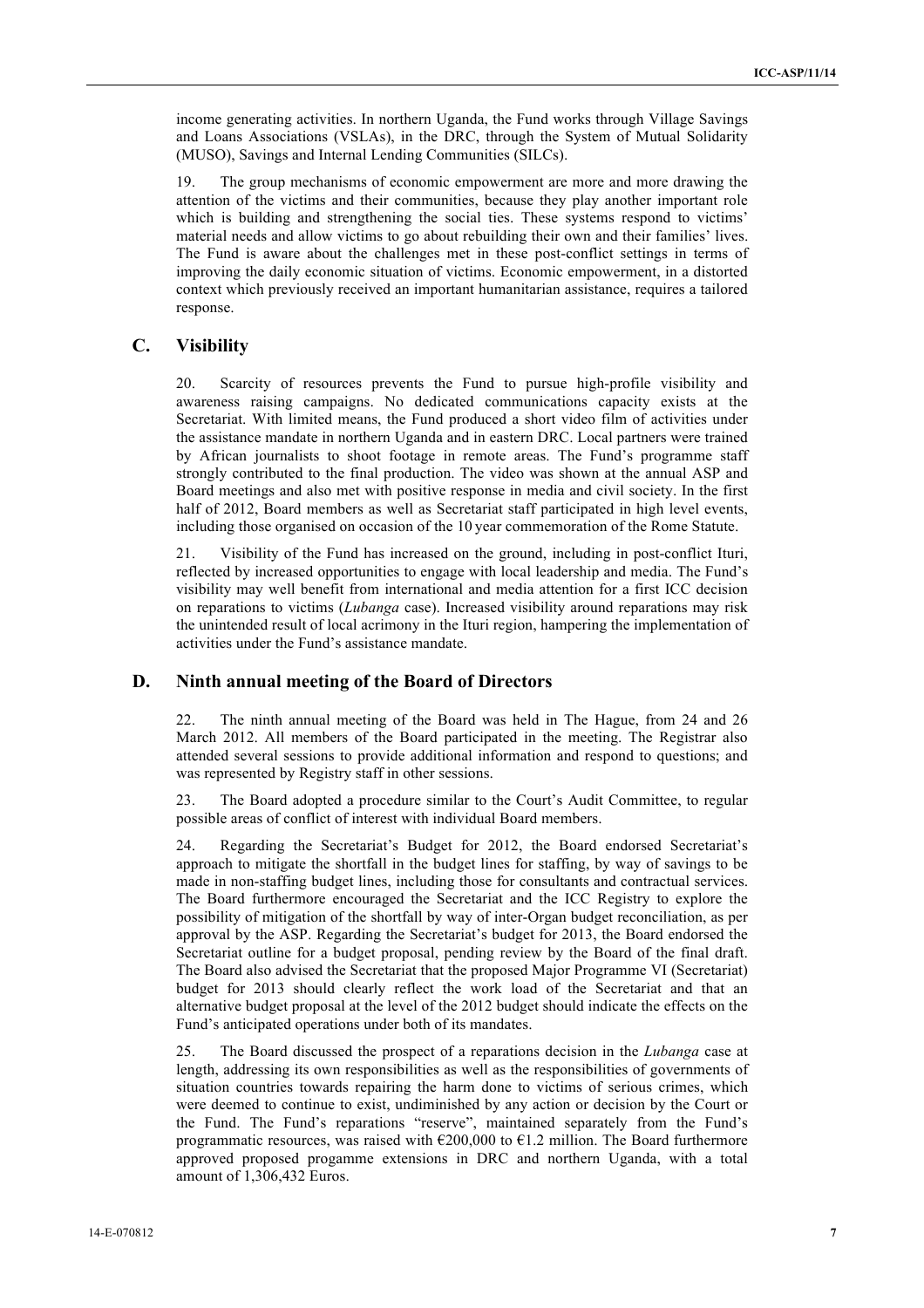income generating activities. In northern Uganda, the Fund works through Village Savings and Loans Associations (VSLAs), in the DRC, through the System of Mutual Solidarity (MUSO), Savings and Internal Lending Communities (SILCs).

19. The group mechanisms of economic empowerment are more and more drawing the attention of the victims and their communities, because they play another important role which is building and strengthening the social ties. These systems respond to victims' material needs and allow victims to go about rebuilding their own and their families' lives. The Fund is aware about the challenges met in these post-conflict settings in terms of improving the daily economic situation of victims. Economic empowerment, in a distorted context which previously received an important humanitarian assistance, requires a tailored response.

## C. Visibility

20. Scarcity of resources prevents the Fund to pursue high-profile visibility and awareness raising campaigns. No dedicated communications capacity exists at the Secretariat. With limited means, the Fund produced a short video film of activities under the assistance mandate in northern Uganda and in eastern DRC. Local partners were trained by African journalists to shoot footage in remote areas. The Fund's programme staff strongly contributed to the final production. The video was shown at the annual ASP and Board meetings and also met with positive response in media and civil society. In the first half of 2012, Board members as well as Secretariat staff participated in high level events, including those organised on occasion of the 10 year commemoration of the Rome Statute.

21. Visibility of the Fund has increased on the ground, including in post-conflict Ituri, reflected by increased opportunities to engage with local leadership and media. The Fund's visibility may well benefit from international and media attention for a first ICC decision on reparations to victims (*Lubanga* case). Increased visibility around reparations may risk the unintended result of local acrimony in the Ituri region, hampering the implementation of activities under the Fund's assistance mandate.

## D. Ninth annual meeting of the Board of Directors

22. The ninth annual meeting of the Board was held in The Hague, from 24 and 26 March 2012. All members of the Board participated in the meeting. The Registrar also attended several sessions to provide additional information and respond to questions; and was represented by Registry staff in other sessions.

23. The Board adopted a procedure similar to the Court's Audit Committee, to regular possible areas of conflict of interest with individual Board members.

24. Regarding the Secretariat's Budget for 2012, the Board endorsed Secretariat's approach to mitigate the shortfall in the budget lines for staffing, by way of savings to be made in non-staffing budget lines, including those for consultants and contractual services. The Board furthermore encouraged the Secretariat and the ICC Registry to explore the possibility of mitigation of the shortfall by way of inter-Organ budget reconciliation, as per approval by the ASP. Regarding the Secretariat's budget for 2013, the Board endorsed the Secretariat outline for a budget proposal, pending review by the Board of the final draft. The Board also advised the Secretariat that the proposed Major Programme VI (Secretariat) budget for 2013 should clearly reflect the work load of the Secretariat and that an alternative budget proposal at the level of the 2012 budget should indicate the effects on the Fund's anticipated operations under both of its mandates.

25. The Board discussed the prospect of a reparations decision in the *Lubanga* case at length, addressing its own responsibilities as well as the responsibilities of governments of situation countries towards repairing the harm done to victims of serious crimes, which were deemed to continue to exist, undiminished by any action or decision by the Court or the Fund. The Fund's reparations "reserve", maintained separately from the Fund's programmatic resources, was raised with €200,000 to €1.2 million. The Board furthermore approved proposed progamme extensions in DRC and northern Uganda, with a total amount of 1,306,432 Euros.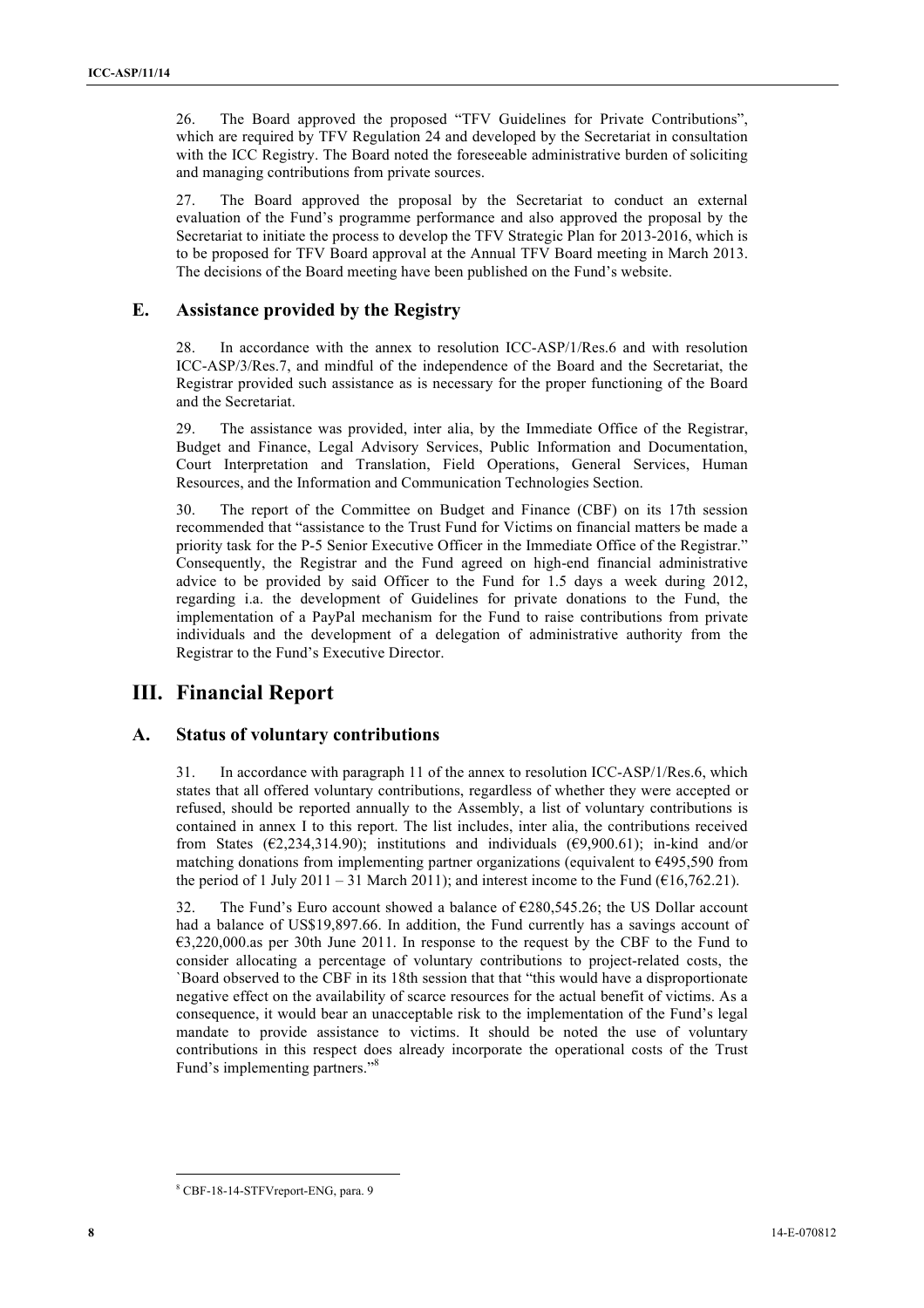26. The Board approved the proposed "TFV Guidelines for Private Contributions", which are required by TFV Regulation 24 and developed by the Secretariat in consultation with the ICC Registry. The Board noted the foreseeable administrative burden of soliciting and managing contributions from private sources.

27. The Board approved the proposal by the Secretariat to conduct an external evaluation of the Fund's programme performance and also approved the proposal by the Secretariat to initiate the process to develop the TFV Strategic Plan for 2013-2016, which is to be proposed for TFV Board approval at the Annual TFV Board meeting in March 2013. The decisions of the Board meeting have been published on the Fund's website.

## E. Assistance provided by the Registry

28. In accordance with the annex to resolution ICC-ASP/1/Res.6 and with resolution ICC-ASP/3/Res.7, and mindful of the independence of the Board and the Secretariat, the Registrar provided such assistance as is necessary for the proper functioning of the Board and the Secretariat.

29. The assistance was provided, inter alia, by the Immediate Office of the Registrar, Budget and Finance, Legal Advisory Services, Public Information and Documentation, Court Interpretation and Translation, Field Operations, General Services, Human Resources, and the Information and Communication Technologies Section.

30. The report of the Committee on Budget and Finance (CBF) on its 17th session recommended that "assistance to the Trust Fund for Victims on financial matters be made a priority task for the P-5 Senior Executive Officer in the Immediate Office of the Registrar." Consequently, the Registrar and the Fund agreed on high-end financial administrative advice to be provided by said Officer to the Fund for 1.5 days a week during 2012, regarding i.a. the development of Guidelines for private donations to the Fund, the implementation of a PayPal mechanism for the Fund to raise contributions from private individuals and the development of a delegation of administrative authority from the Registrar to the Fund's Executive Director.

# III. Financial Report

## A. Status of voluntary contributions

31. In accordance with paragraph 11 of the annex to resolution ICC-ASP/1/Res.6, which states that all offered voluntary contributions, regardless of whether they were accepted or refused, should be reported annually to the Assembly, a list of voluntary contributions is contained in annex I to this report. The list includes, inter alia, the contributions received from States (€2,234,314.90); institutions and individuals (€9,900.61); in-kind and/or matching donations from implementing partner organizations (equivalent to €495,590 from the period of 1 July 2011 – 31 March 2011); and interest income to the Fund (€16,762.21).

32. The Fund's Euro account showed a balance of €280,545.26; the US Dollar account had a balance of US$19,897.66. In addition, the Fund currently has a savings account of €3,220,000.as per 30th June 2011. In response to the request by the CBF to the Fund to consider allocating a percentage of voluntary contributions to project-related costs, the `Board observed to the CBF in its 18th session that that "this would have a disproportionate negative effect on the availability of scarce resources for the actual benefit of victims. As a consequence, it would bear an unacceptable risk to the implementation of the Fund's legal mandate to provide assistance to victims. It should be noted the use of voluntary contributions in this respect does already incorporate the operational costs of the Trust Fund's implementing partners."[8]

[8] CBF-18-14-STFVreport-ENG, para. 9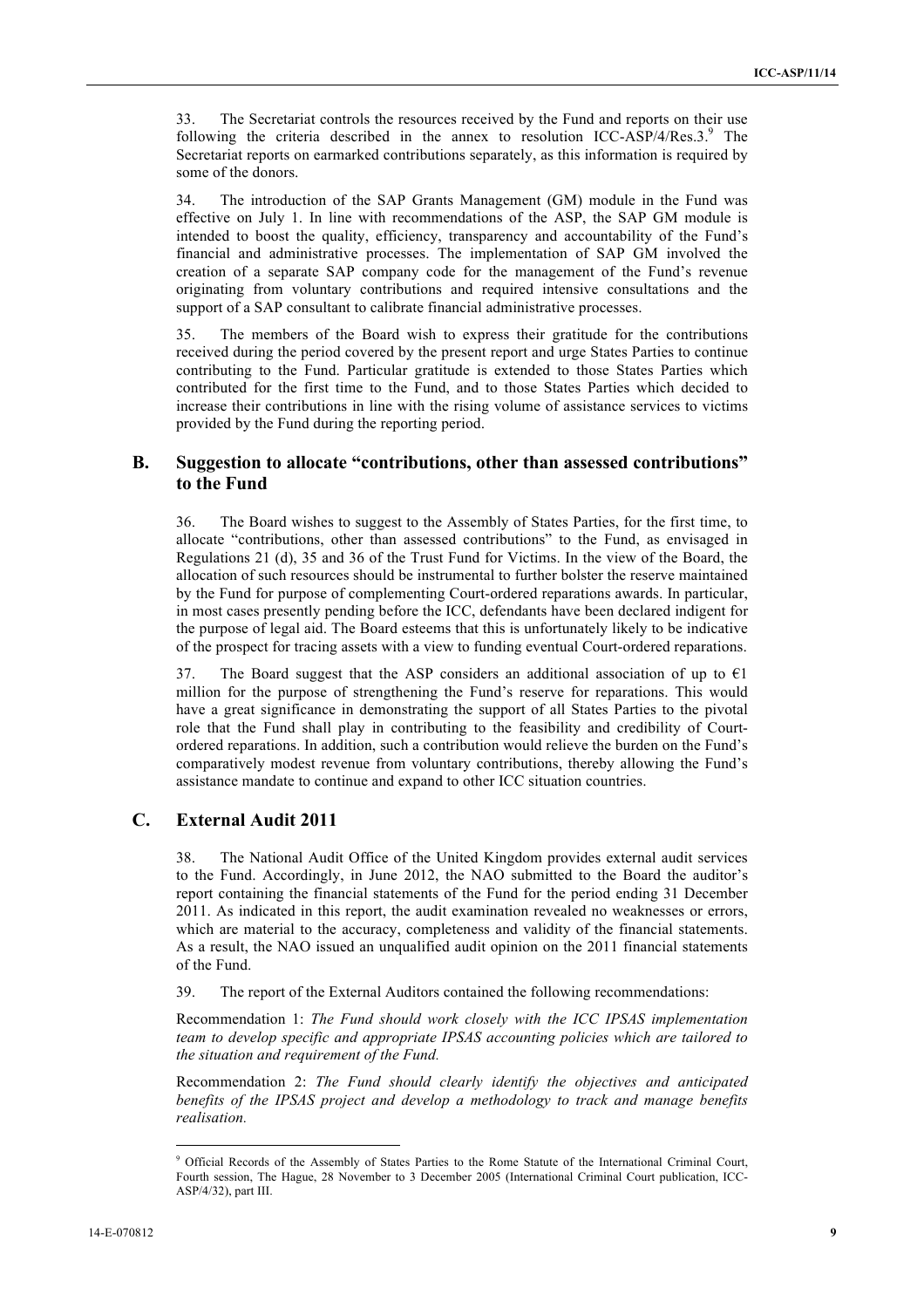33. The Secretariat controls the resources received by the Fund and reports on their use following the criteria described in the annex to resolution ICC-ASP/4/Res.3.[9] The Secretariat reports on earmarked contributions separately, as this information is required by some of the donors.

34. The introduction of the SAP Grants Management (GM) module in the Fund was effective on July 1. In line with recommendations of the ASP, the SAP GM module is intended to boost the quality, efficiency, transparency and accountability of the Fund's financial and administrative processes. The implementation of SAP GM involved the creation of a separate SAP company code for the management of the Fund's revenue originating from voluntary contributions and required intensive consultations and the support of a SAP consultant to calibrate financial administrative processes.

35. The members of the Board wish to express their gratitude for the contributions received during the period covered by the present report and urge States Parties to continue contributing to the Fund. Particular gratitude is extended to those States Parties which contributed for the first time to the Fund, and to those States Parties which decided to increase their contributions in line with the rising volume of assistance services to victims provided by the Fund during the reporting period.

## B. Suggestion to allocate "contributions, other than assessed contributions" to the Fund

36. The Board wishes to suggest to the Assembly of States Parties, for the first time, to allocate "contributions, other than assessed contributions" to the Fund, as envisaged in Regulations 21 (d), 35 and 36 of the Trust Fund for Victims. In the view of the Board, the allocation of such resources should be instrumental to further bolster the reserve maintained by the Fund for purpose of complementing Court-ordered reparations awards. In particular, in most cases presently pending before the ICC, defendants have been declared indigent for the purpose of legal aid. The Board esteems that this is unfortunately likely to be indicative of the prospect for tracing assets with a view to funding eventual Court-ordered reparations.

37. The Board suggest that the ASP considers an additional association of up to €1 million for the purpose of strengthening the Fund's reserve for reparations. This would have a great significance in demonstrating the support of all States Parties to the pivotal role that the Fund shall play in contributing to the feasibility and credibility of Court-ordered reparations. In addition, such a contribution would relieve the burden on the Fund's comparatively modest revenue from voluntary contributions, thereby allowing the Fund's assistance mandate to continue and expand to other ICC situation countries.

## C. External Audit 2011

38. The National Audit Office of the United Kingdom provides external audit services to the Fund. Accordingly, in June 2012, the NAO submitted to the Board the auditor's report containing the financial statements of the Fund for the period ending 31 December 2011. As indicated in this report, the audit examination revealed no weaknesses or errors, which are material to the accuracy, completeness and validity of the financial statements. As a result, the NAO issued an unqualified audit opinion on the 2011 financial statements of the Fund.

39. The report of the External Auditors contained the following recommendations:

Recommendation 1: *The Fund should work closely with the ICC IPSAS implementation team to develop specific and appropriate IPSAS accounting policies which are tailored to the situation and requirement of the Fund.*

Recommendation 2: *The Fund should clearly identify the objectives and anticipated benefits of the IPSAS project and develop a methodology to track and manage benefits realisation.*

---

[9] Official Records of the Assembly of States Parties to the Rome Statute of the International Criminal Court, Fourth session, The Hague, 28 November to 3 December 2005 (International Criminal Court publication, ICC-ASP/4/32), part III.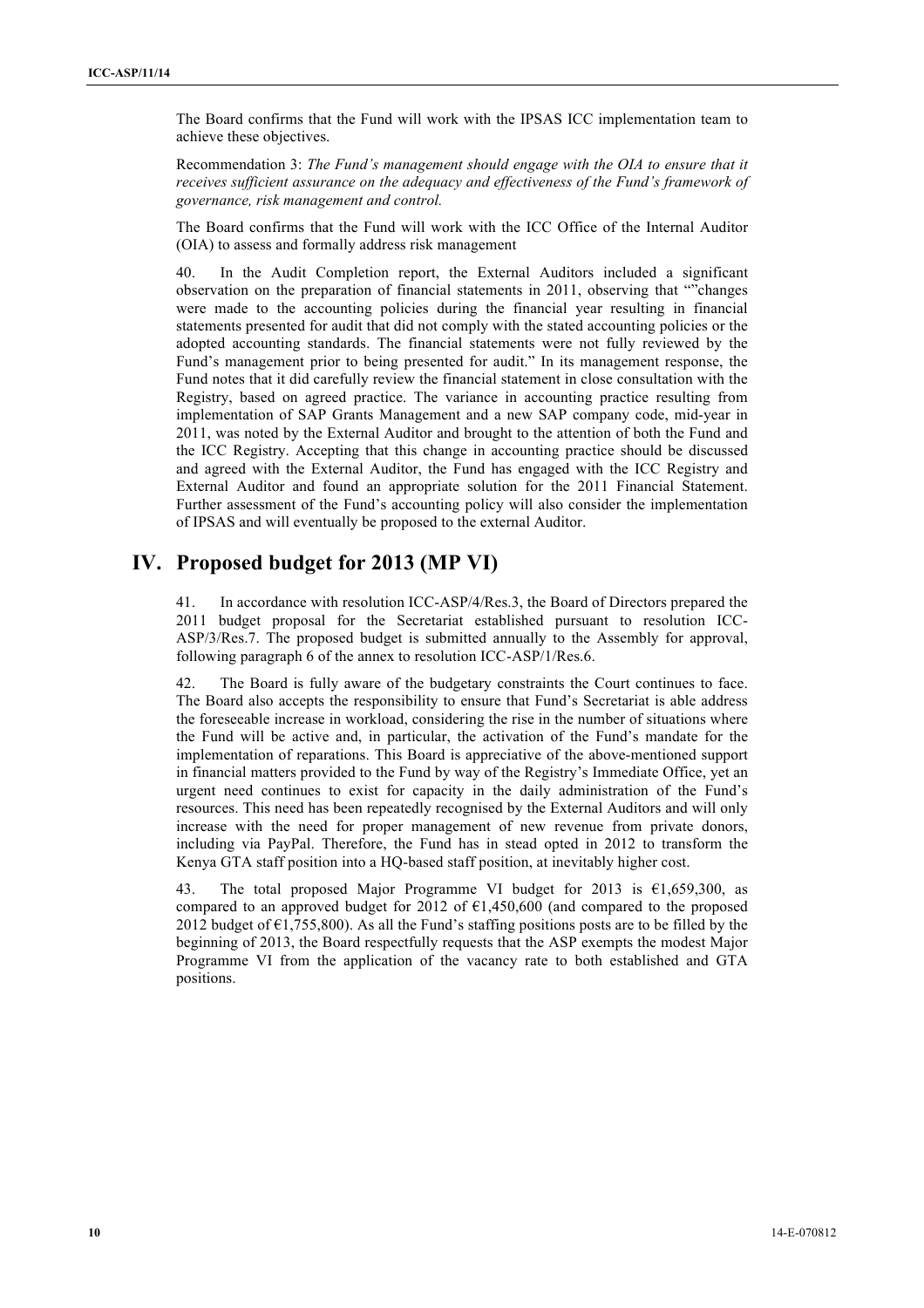The Board confirms that the Fund will work with the IPSAS ICC implementation team to achieve these objectives.

Recommendation 3: *The Fund's management should engage with the OIA to ensure that it receives sufficient assurance on the adequacy and effectiveness of the Fund's framework of governance, risk management and control.*

The Board confirms that the Fund will work with the ICC Office of the Internal Auditor (OIA) to assess and formally address risk management

40. In the Audit Completion report, the External Auditors included a significant observation on the preparation of financial statements in 2011, observing that ""changes were made to the accounting policies during the financial year resulting in financial statements presented for audit that did not comply with the stated accounting policies or the adopted accounting standards. The financial statements were not fully reviewed by the Fund's management prior to being presented for audit." In its management response, the Fund notes that it did carefully review the financial statement in close consultation with the Registry, based on agreed practice. The variance in accounting practice resulting from implementation of SAP Grants Management and a new SAP company code, mid-year in 2011, was noted by the External Auditor and brought to the attention of both the Fund and the ICC Registry. Accepting that this change in accounting practice should be discussed and agreed with the External Auditor, the Fund has engaged with the ICC Registry and External Auditor and found an appropriate solution for the 2011 Financial Statement. Further assessment of the Fund's accounting policy will also consider the implementation of IPSAS and will eventually be proposed to the external Auditor.

# IV. Proposed budget for 2013 (MP VI)

41. In accordance with resolution ICC-ASP/4/Res.3, the Board of Directors prepared the 2011 budget proposal for the Secretariat established pursuant to resolution ICC-ASP/3/Res.7. The proposed budget is submitted annually to the Assembly for approval, following paragraph 6 of the annex to resolution ICC-ASP/1/Res.6.

42. The Board is fully aware of the budgetary constraints the Court continues to face. The Board also accepts the responsibility to ensure that Fund's Secretariat is able address the foreseeable increase in workload, considering the rise in the number of situations where the Fund will be active and, in particular, the activation of the Fund's mandate for the implementation of reparations. This Board is appreciative of the above-mentioned support in financial matters provided to the Fund by way of the Registry's Immediate Office, yet an urgent need continues to exist for capacity in the daily administration of the Fund's resources. This need has been repeatedly recognised by the External Auditors and will only increase with the need for proper management of new revenue from private donors, including via PayPal. Therefore, the Fund has in stead opted in 2012 to transform the Kenya GTA staff position into a HQ-based staff position, at inevitably higher cost.

43. The total proposed Major Programme VI budget for 2013 is €1,659,300, as compared to an approved budget for 2012 of €1,450,600 (and compared to the proposed 2012 budget of €1,755,800). As all the Fund's staffing positions posts are to be filled by the beginning of 2013, the Board respectfully requests that the ASP exempts the modest Major Programme VI from the application of the vacancy rate to both established and GTA positions.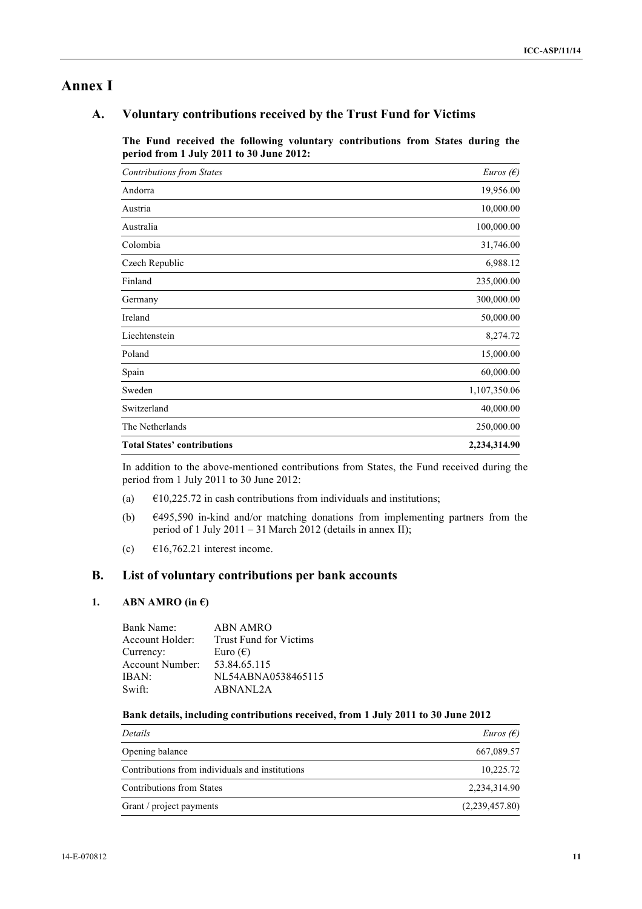# Annex I

## A. Voluntary contributions received by the Trust Fund for Victims

**The Fund received the following voluntary contributions from States during the period from 1 July 2011 to 30 June 2012:**

| *Contributions from States* | *Euros (€)* |
|---|---:|
| Andorra | 19,956.00 |
| Austria | 10,000.00 |
| Australia | 100,000.00 |
| Colombia | 31,746.00 |
| Czech Republic | 6,988.12 |
| Finland | 235,000.00 |
| Germany | 300,000.00 |
| Ireland | 50,000.00 |
| Liechtenstein | 8,274.72 |
| Poland | 15,000.00 |
| Spain | 60,000.00 |
| Sweden | 1,107,350.06 |
| Switzerland | 40,000.00 |
| The Netherlands | 250,000.00 |
| **Total States' contributions** | **2,234,314.90** |

In addition to the above-mentioned contributions from States, the Fund received during the period from 1 July 2011 to 30 June 2012:

(a) €10,225.72 in cash contributions from individuals and institutions;

(b) €495,590 in-kind and/or matching donations from implementing partners from the period of 1 July 2011 – 31 March 2012 (details in annex II);

(c) €16,762.21 interest income.

## B. List of voluntary contributions per bank accounts

### 1. ABN AMRO (in €)

Bank Name: ABN AMRO
Account Holder: Trust Fund for Victims
Currency: Euro (€)
Account Number: 53.84.65.115
IBAN: NL54ABNA0538465115
Swift: ABNANL2A

**Bank details, including contributions received, from 1 July 2011 to 30 June 2012**

| *Details* | *Euros (€)* |
|---|---:|
| Opening balance | 667,089.57 |
| Contributions from individuals and institutions | 10,225.72 |
| Contributions from States | 2,234,314.90 |
| Grant / project payments | (2,239,457.80) |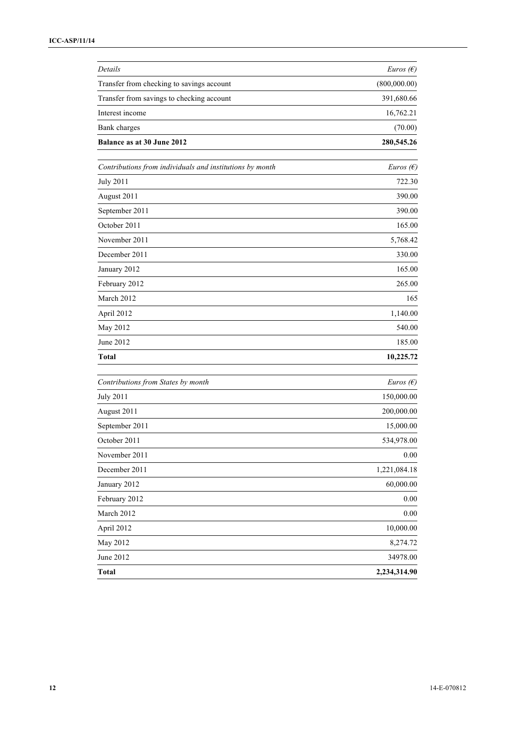| *Details* | *Euros (€)* |
|---|---|
| Transfer from checking to savings account | (800,000.00) |
| Transfer from savings to checking account | 391,680.66 |
| Interest income | 16,762.21 |
| Bank charges | (70.00) |
| **Balance as at 30 June 2012** | **280,545.26** |

| *Contributions from individuals and institutions by month* | *Euros (€)* |
|---|---|
| July 2011 | 722.30 |
| August 2011 | 390.00 |
| September 2011 | 390.00 |
| October 2011 | 165.00 |
| November 2011 | 5,768.42 |
| December 2011 | 330.00 |
| January 2012 | 165.00 |
| February 2012 | 265.00 |
| March 2012 | 165 |
| April 2012 | 1,140.00 |
| May 2012 | 540.00 |
| June 2012 | 185.00 |
| **Total** | **10,225.72** |

| *Contributions from States by month* | *Euros (€)* |
|---|---|
| July 2011 | 150,000.00 |
| August 2011 | 200,000.00 |
| September 2011 | 15,000.00 |
| October 2011 | 534,978.00 |
| November 2011 | 0.00 |
| December 2011 | 1,221,084.18 |
| January 2012 | 60,000.00 |
| February 2012 | 0.00 |
| March 2012 | 0.00 |
| April 2012 | 10,000.00 |
| May 2012 | 8,274.72 |
| June 2012 | 34978.00 |
| **Total** | **2,234,314.90** |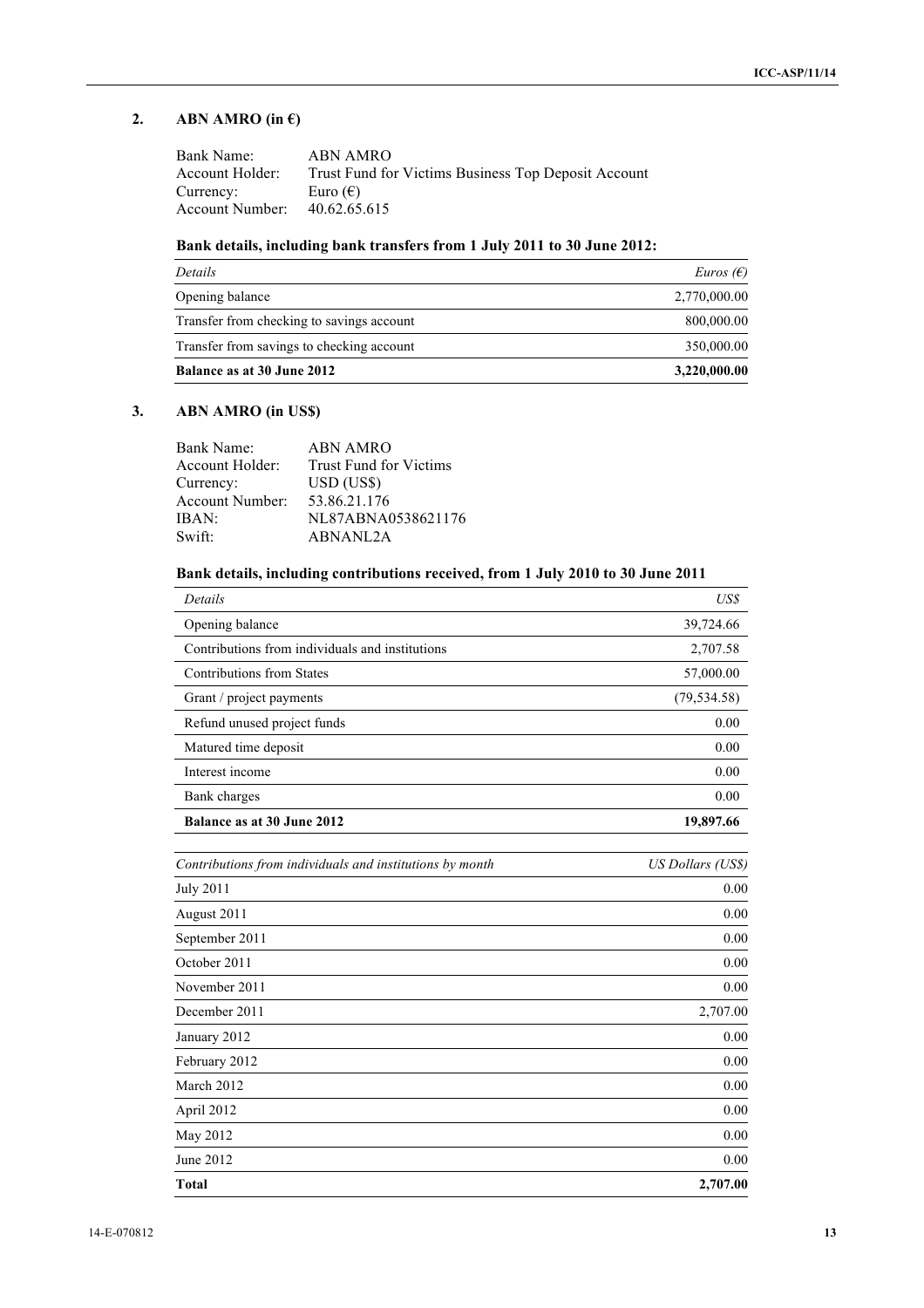## 2. ABN AMRO (in €)

Bank Name: ABN AMRO
Account Holder: Trust Fund for Victims Business Top Deposit Account
Currency: Euro (€)
Account Number: 40.62.65.615

**Bank details, including bank transfers from 1 July 2011 to 30 June 2012:**

| *Details* | *Euros (€)* |
|---|---:|
| Opening balance | 2,770,000.00 |
| Transfer from checking to savings account | 800,000.00 |
| Transfer from savings to checking account | 350,000.00 |
| **Balance as at 30 June 2012** | **3,220,000.00** |

## 3. ABN AMRO (in US$)

Bank Name: ABN AMRO
Account Holder: Trust Fund for Victims
Currency: USD (US$)
Account Number: 53.86.21.176
IBAN: NL87ABNA0538621176
Swift: ABNANL2A

**Bank details, including contributions received, from 1 July 2010 to 30 June 2011**

| *Details* | *US$* |
|---|---:|
| Opening balance | 39,724.66 |
| Contributions from individuals and institutions | 2,707.58 |
| Contributions from States | 57,000.00 |
| Grant / project payments | (79,534.58) |
| Refund unused project funds | 0.00 |
| Matured time deposit | 0.00 |
| Interest income | 0.00 |
| Bank charges | 0.00 |
| **Balance as at 30 June 2012** | **19,897.66** |

| *Contributions from individuals and institutions by month* | *US Dollars (US$)* |
|---|---:|
| July 2011 | 0.00 |
| August 2011 | 0.00 |
| September 2011 | 0.00 |
| October 2011 | 0.00 |
| November 2011 | 0.00 |
| December 2011 | 2,707.00 |
| January 2012 | 0.00 |
| February 2012 | 0.00 |
| March 2012 | 0.00 |
| April 2012 | 0.00 |
| May 2012 | 0.00 |
| June 2012 | 0.00 |
| **Total** | **2,707.00** |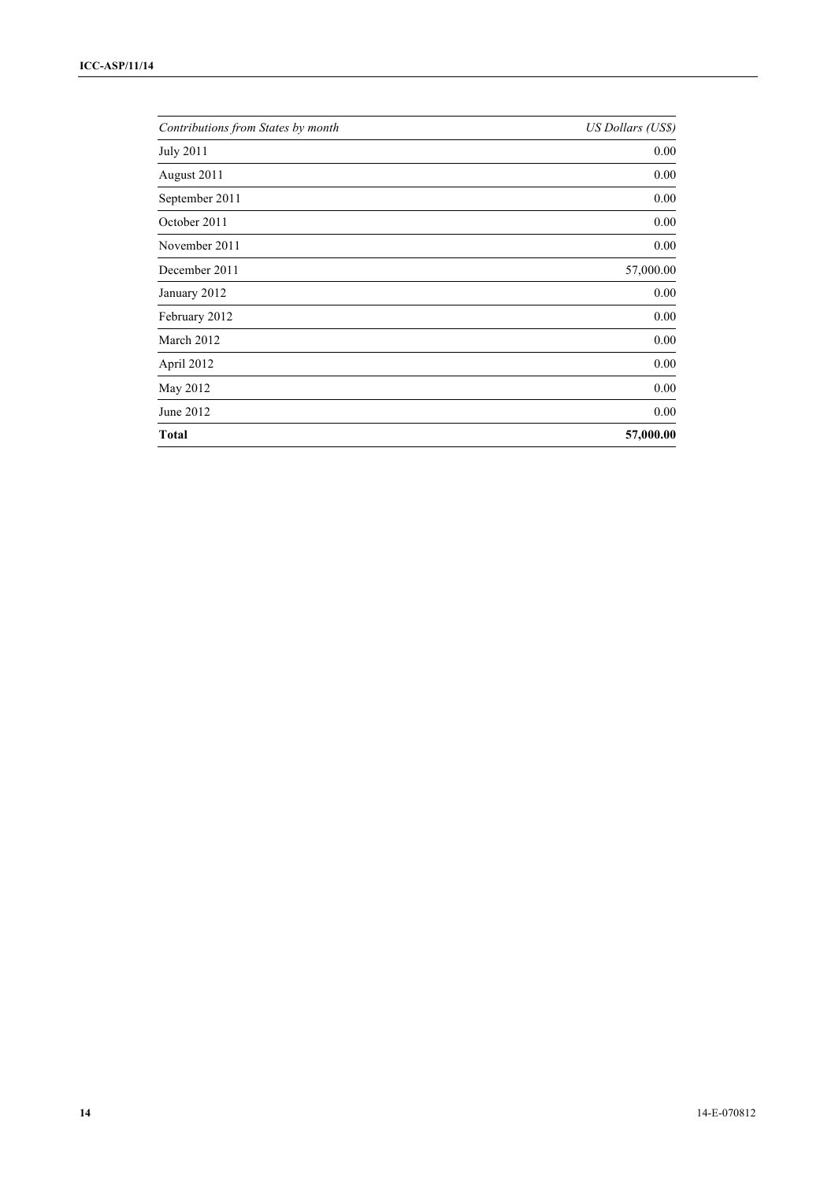| *Contributions from States by month* | *US Dollars (US$)* |
|---|---:|
| July 2011 | 0.00 |
| August 2011 | 0.00 |
| September 2011 | 0.00 |
| October 2011 | 0.00 |
| November 2011 | 0.00 |
| December 2011 | 57,000.00 |
| January 2012 | 0.00 |
| February 2012 | 0.00 |
| March 2012 | 0.00 |
| April 2012 | 0.00 |
| May 2012 | 0.00 |
| June 2012 | 0.00 |
| **Total** | **57,000.00** |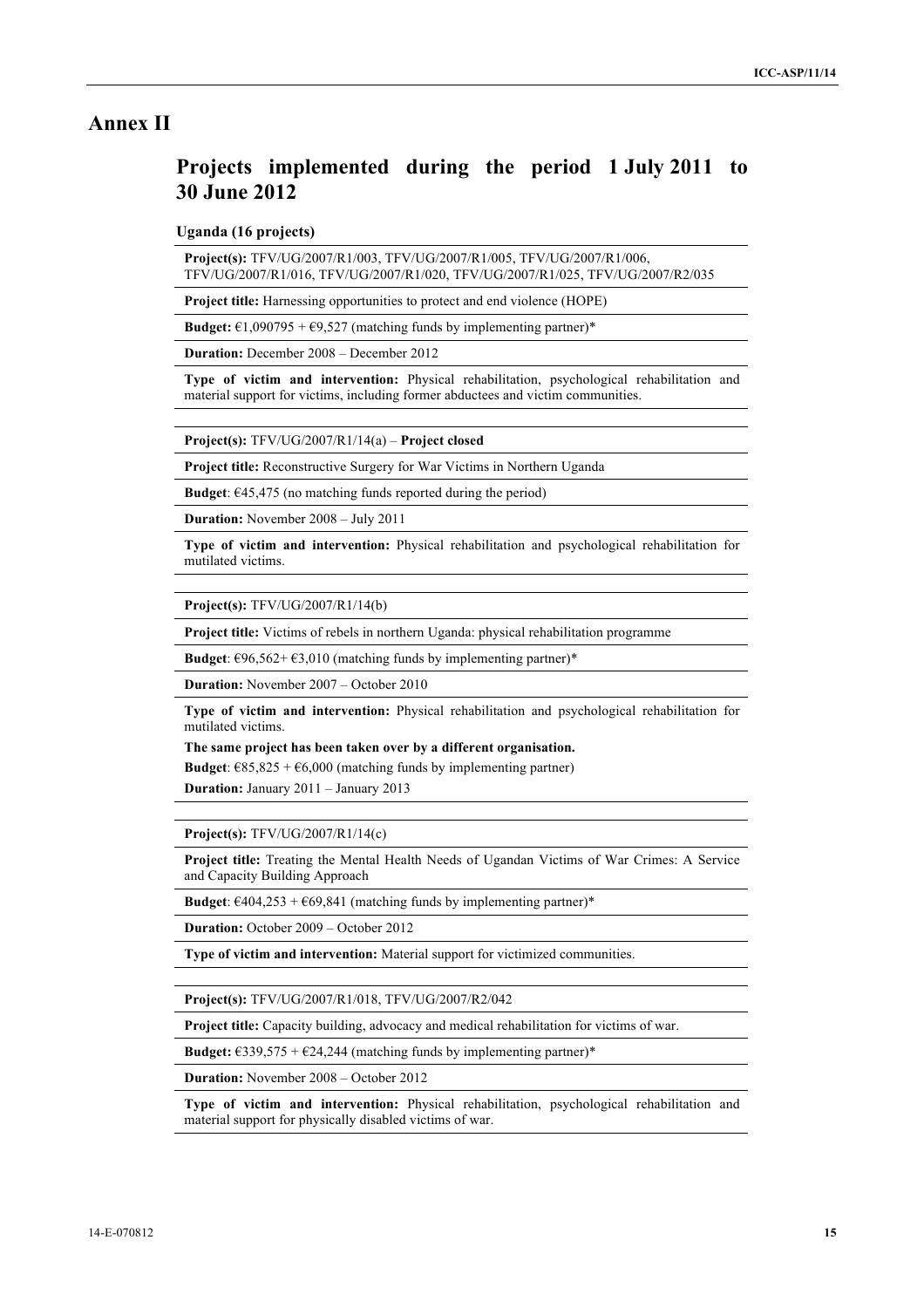# Annex II

## Projects implemented during the period 1 July 2011 to 30 June 2012

### Uganda (16 projects)

**Project(s):** TFV/UG/2007/R1/003, TFV/UG/2007/R1/005, TFV/UG/2007/R1/006, TFV/UG/2007/R1/016, TFV/UG/2007/R1/020, TFV/UG/2007/R1/025, TFV/UG/2007/R2/035

**Project title:** Harnessing opportunities to protect and end violence (HOPE)

**Budget:** €1,090795 + €9,527 (matching funds by implementing partner)*

**Duration:** December 2008 – December 2012

**Type of victim and intervention:** Physical rehabilitation, psychological rehabilitation and material support for victims, including former abductees and victim communities.

---

**Project(s):** TFV/UG/2007/R1/14(a) – **Project closed**

**Project title:** Reconstructive Surgery for War Victims in Northern Uganda

**Budget**: €45,475 (no matching funds reported during the period)

**Duration:** November 2008 – July 2011

**Type of victim and intervention:** Physical rehabilitation and psychological rehabilitation for mutilated victims.

---

**Project(s):** TFV/UG/2007/R1/14(b)

**Project title:** Victims of rebels in northern Uganda: physical rehabilitation programme

**Budget**: €96,562+ €3,010 (matching funds by implementing partner)*

**Duration:** November 2007 – October 2010

**Type of victim and intervention:** Physical rehabilitation and psychological rehabilitation for mutilated victims.

**The same project has been taken over by a different organisation.**

**Budget**: €85,825 + €6,000 (matching funds by implementing partner)

**Duration:** January 2011 – January 2013

---

**Project(s):** TFV/UG/2007/R1/14(c)

**Project title:** Treating the Mental Health Needs of Ugandan Victims of War Crimes: A Service and Capacity Building Approach

**Budget**: €404,253 + €69,841 (matching funds by implementing partner)*

**Duration:** October 2009 – October 2012

**Type of victim and intervention:** Material support for victimized communities.

---

**Project(s):** TFV/UG/2007/R1/018, TFV/UG/2007/R2/042

**Project title:** Capacity building, advocacy and medical rehabilitation for victims of war.

**Budget:** €339,575 + €24,244 (matching funds by implementing partner)*

**Duration:** November 2008 – October 2012

**Type of victim and intervention:** Physical rehabilitation, psychological rehabilitation and material support for physically disabled victims of war.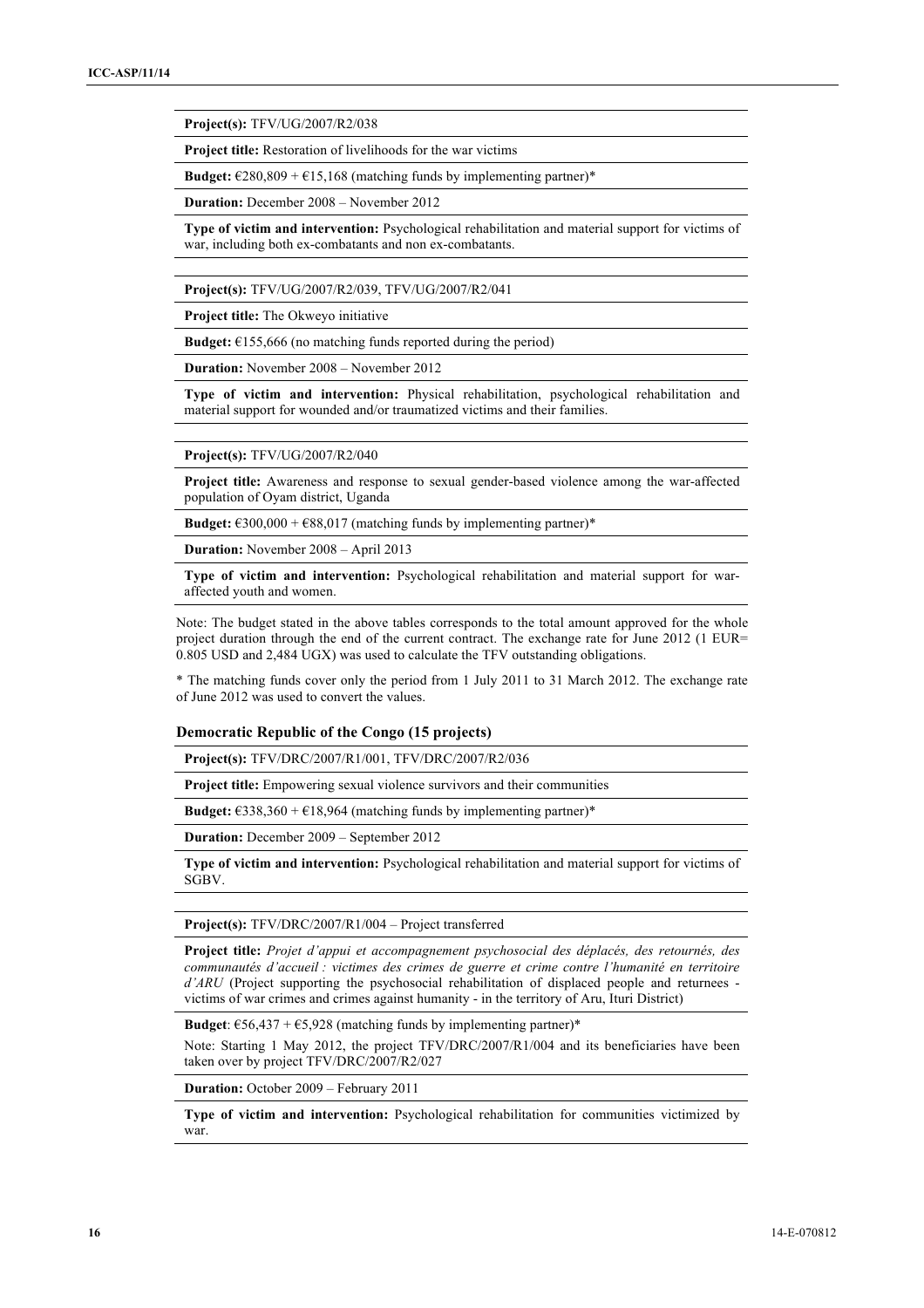**Project(s):** TFV/UG/2007/R2/038

**Project title:** Restoration of livelihoods for the war victims

**Budget:** €280,809 + €15,168 (matching funds by implementing partner)*

**Duration:** December 2008 – November 2012

**Type of victim and intervention:** Psychological rehabilitation and material support for victims of war, including both ex-combatants and non ex-combatants.

**Project(s):** TFV/UG/2007/R2/039, TFV/UG/2007/R2/041

**Project title:** The Okweyo initiative

**Budget:** €155,666 (no matching funds reported during the period)

**Duration:** November 2008 – November 2012

**Type of victim and intervention:** Physical rehabilitation, psychological rehabilitation and material support for wounded and/or traumatized victims and their families.

**Project(s):** TFV/UG/2007/R2/040

**Project title:** Awareness and response to sexual gender-based violence among the war-affected population of Oyam district, Uganda

**Budget:** €300,000 + €88,017 (matching funds by implementing partner)*

**Duration:** November 2008 – April 2013

**Type of victim and intervention:** Psychological rehabilitation and material support for war-affected youth and women.

Note: The budget stated in the above tables corresponds to the total amount approved for the whole project duration through the end of the current contract. The exchange rate for June 2012 (1 EUR= 0.805 USD and 2,484 UGX) was used to calculate the TFV outstanding obligations.

* The matching funds cover only the period from 1 July 2011 to 31 March 2012. The exchange rate of June 2012 was used to convert the values.

### Democratic Republic of the Congo (15 projects)

**Project(s):** TFV/DRC/2007/R1/001, TFV/DRC/2007/R2/036

**Project title:** Empowering sexual violence survivors and their communities

**Budget:** €338,360 + €18,964 (matching funds by implementing partner)*

**Duration:** December 2009 – September 2012

**Type of victim and intervention:** Psychological rehabilitation and material support for victims of SGBV.

**Project(s):** TFV/DRC/2007/R1/004 – Project transferred

**Project title:** *Projet d'appui et accompagnement psychosocial des déplacés, des retournés, des communautés d'accueil : victimes des crimes de guerre et crime contre l'humanité en territoire d'ARU* (Project supporting the psychosocial rehabilitation of displaced people and returnees - victims of war crimes and crimes against humanity - in the territory of Aru, Ituri District)

**Budget**: €56,437 + €5,928 (matching funds by implementing partner)*

Note: Starting 1 May 2012, the project TFV/DRC/2007/R1/004 and its beneficiaries have been taken over by project TFV/DRC/2007/R2/027

**Duration:** October 2009 – February 2011

**Type of victim and intervention:** Psychological rehabilitation for communities victimized by war.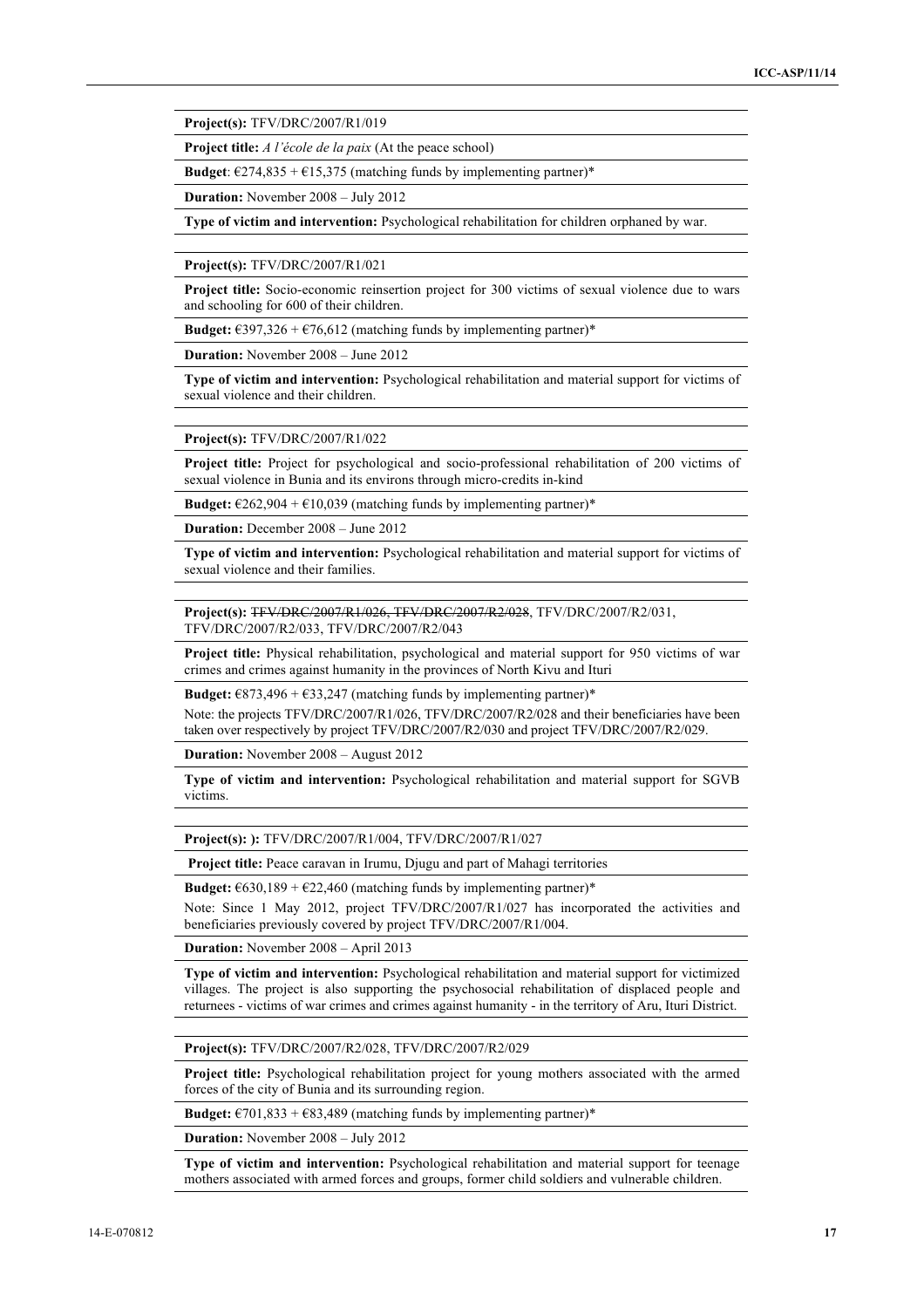**Project(s):** TFV/DRC/2007/R1/019

**Project title:** *A l'école de la paix* (At the peace school)

**Budget**: €274,835 + €15,375 (matching funds by implementing partner)*

**Duration:** November 2008 – July 2012

**Type of victim and intervention:** Psychological rehabilitation for children orphaned by war.

---

**Project(s):** TFV/DRC/2007/R1/021

**Project title:** Socio-economic reinsertion project for 300 victims of sexual violence due to wars and schooling for 600 of their children.

**Budget:** €397,326 + €76,612 (matching funds by implementing partner)*

**Duration:** November 2008 – June 2012

**Type of victim and intervention:** Psychological rehabilitation and material support for victims of sexual violence and their children.

---

**Project(s):** TFV/DRC/2007/R1/022

**Project title:** Project for psychological and socio-professional rehabilitation of 200 victims of sexual violence in Bunia and its environs through micro-credits in-kind

**Budget:** €262,904 + €10,039 (matching funds by implementing partner)*

**Duration:** December 2008 – June 2012

**Type of victim and intervention:** Psychological rehabilitation and material support for victims of sexual violence and their families.

---

**Project(s):** ~~TFV/DRC/2007/R1/026, TFV/DRC/2007/R2/028~~, TFV/DRC/2007/R2/031, TFV/DRC/2007/R2/033, TFV/DRC/2007/R2/043

**Project title:** Physical rehabilitation, psychological and material support for 950 victims of war crimes and crimes against humanity in the provinces of North Kivu and Ituri

**Budget:** €873,496 + €33,247 (matching funds by implementing partner)*

Note: the projects TFV/DRC/2007/R1/026, TFV/DRC/2007/R2/028 and their beneficiaries have been taken over respectively by project TFV/DRC/2007/R2/030 and project TFV/DRC/2007/R2/029.

**Duration:** November 2008 – August 2012

**Type of victim and intervention:** Psychological rehabilitation and material support for SGVB victims.

---

**Project(s): ):** TFV/DRC/2007/R1/004, TFV/DRC/2007/R1/027

**Project title:** Peace caravan in Irumu, Djugu and part of Mahagi territories

**Budget:** €630,189 + €22,460 (matching funds by implementing partner)*

Note: Since 1 May 2012, project TFV/DRC/2007/R1/027 has incorporated the activities and beneficiaries previously covered by project TFV/DRC/2007/R1/004.

**Duration:** November 2008 – April 2013

**Type of victim and intervention:** Psychological rehabilitation and material support for victimized villages. The project is also supporting the psychosocial rehabilitation of displaced people and returnees - victims of war crimes and crimes against humanity - in the territory of Aru, Ituri District.

---

**Project(s):** TFV/DRC/2007/R2/028, TFV/DRC/2007/R2/029

**Project title:** Psychological rehabilitation project for young mothers associated with the armed forces of the city of Bunia and its surrounding region.

**Budget:** €701,833 + €83,489 (matching funds by implementing partner)*

**Duration:** November 2008 – July 2012

**Type of victim and intervention:** Psychological rehabilitation and material support for teenage mothers associated with armed forces and groups, former child soldiers and vulnerable children.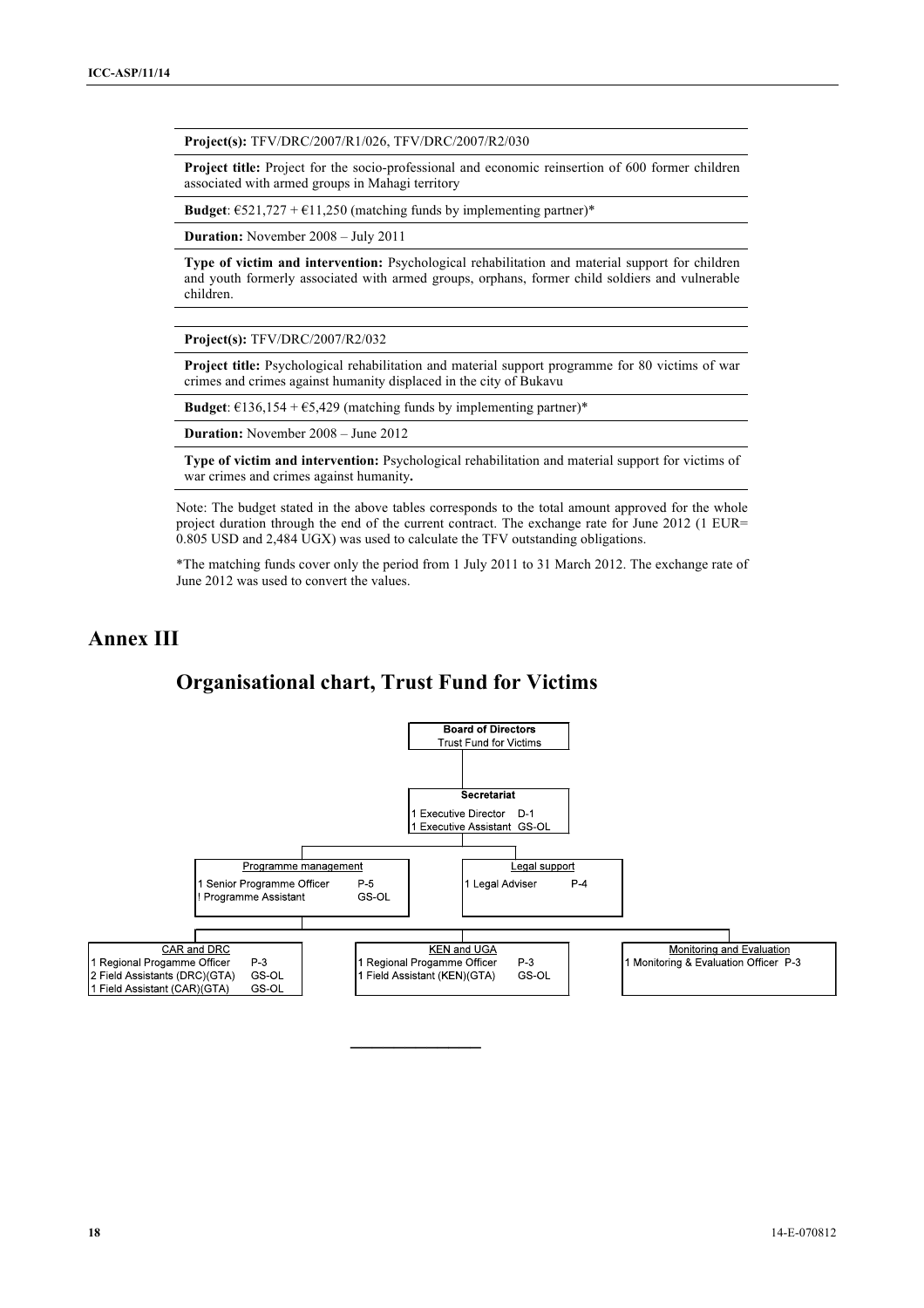| |
|---|
| **Project(s):** TFV/DRC/2007/R1/026, TFV/DRC/2007/R2/030 |
| **Project title:** Project for the socio-professional and economic reinsertion of 600 former children associated with armed groups in Mahagi territory |
| **Budget**: €521,727 + €11,250 (matching funds by implementing partner)* |
| **Duration:** November 2008 – July 2011 |
| **Type of victim and intervention:** Psychological rehabilitation and material support for children and youth formerly associated with armed groups, orphans, former child soldiers and vulnerable children. |

| |
|---|
| **Project(s):** TFV/DRC/2007/R2/032 |
| **Project title:** Psychological rehabilitation and material support programme for 80 victims of war crimes and crimes against humanity displaced in the city of Bukavu |
| **Budget**: €136,154 + €5,429 (matching funds by implementing partner)* |
| **Duration:** November 2008 – June 2012 |
| **Type of victim and intervention:** Psychological rehabilitation and material support for victims of war crimes and crimes against humanity**.** |

Note: The budget stated in the above tables corresponds to the total amount approved for the whole project duration through the end of the current contract. The exchange rate for June 2012 (1 EUR= 0.805 USD and 2,484 UGX) was used to calculate the TFV outstanding obligations.

*The matching funds cover only the period from 1 July 2011 to 31 March 2012. The exchange rate of June 2012 was used to convert the values.

# Annex III

## Organisational chart, Trust Fund for Victims

**Board of Directors**
Trust Fund for Victims

**Secretariat**
1 Executive Director D-1
1 Executive Assistant GS-OL

Programme management
1 Senior Programme Officer P-5
! Programme Assistant GS-OL

Legal support
1 Legal Adviser P-4

CAR and DRC
1 Regional Progamme Officer P-3
2 Field Assistants (DRC)(GTA) GS-OL
1 Field Assistant (CAR)(GTA) GS-OL

KEN and UGA
1 Regional Progamme Officer P-3
1 Field Assistant (KEN)(GTA) GS-OL

Monitoring and Evaluation
1 Monitoring & Evaluation Officer P-3

---